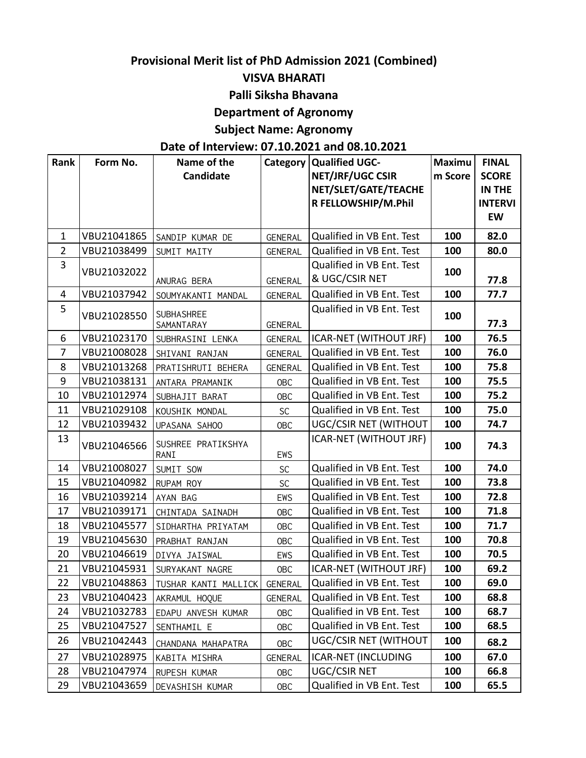# Provisional Merit list of PhD Admission 2021 (Combined)

## VISVA BHARATI

## Palli Siksha Bhavana

## Department of Agronomy

## Subject Name: Agronomy

## Date of Interview: 07.10.2021 and 08.10.2021

| Rank | Form No. | Name of the Candidate | Category | Qualified UGC-NET/JRF/UGC CSIR NET/SLET/GATE/TEACHER FELLOWSHIP/M.Phil | Maximum Score | FINAL SCORE IN THE INTERVIEW |
|---|---|---|---|---|---|---|
| 1 | VBU21041865 | SANDIP KUMAR DE | GENERAL | Qualified in VB Ent. Test | 100 | 82.0 |
| 2 | VBU21038499 | SUMIT MAITY | GENERAL | Qualified in VB Ent. Test | 100 | 80.0 |
| 3 | VBU21032022 | ANURAG BERA | GENERAL | Qualified in VB Ent. Test & UGC/CSIR NET | 100 | 77.8 |
| 4 | VBU21037942 | SOUMYAKANTI MANDAL | GENERAL | Qualified in VB Ent. Test | 100 | 77.7 |
| 5 | VBU21028550 | SUBHASHREE SAMANTARAY | GENERAL | Qualified in VB Ent. Test | 100 | 77.3 |
| 6 | VBU21023170 | SUBHRASINI LENKA | GENERAL | ICAR-NET (WITHOUT JRF) | 100 | 76.5 |
| 7 | VBU21008028 | SHIVANI RANJAN | GENERAL | Qualified in VB Ent. Test | 100 | 76.0 |
| 8 | VBU21013268 | PRATISHRUTI BEHERA | GENERAL | Qualified in VB Ent. Test | 100 | 75.8 |
| 9 | VBU21038131 | ANTARA PRAMANIK | OBC | Qualified in VB Ent. Test | 100 | 75.5 |
| 10 | VBU21012974 | SUBHAJIT BARAT | OBC | Qualified in VB Ent. Test | 100 | 75.2 |
| 11 | VBU21029108 | KOUSHIK MONDAL | SC | Qualified in VB Ent. Test | 100 | 75.0 |
| 12 | VBU21039432 | UPASANA SAHOO | OBC | UGC/CSIR NET (WITHOUT | 100 | 74.7 |
| 13 | VBU21046566 | SUSHREE PRATIKSHYA RANI | EWS | ICAR-NET (WITHOUT JRF) | 100 | 74.3 |
| 14 | VBU21008027 | SUMIT SOW | SC | Qualified in VB Ent. Test | 100 | 74.0 |
| 15 | VBU21040982 | RUPAM ROY | SC | Qualified in VB Ent. Test | 100 | 73.8 |
| 16 | VBU21039214 | AYAN BAG | EWS | Qualified in VB Ent. Test | 100 | 72.8 |
| 17 | VBU21039171 | CHINTADA SAINADH | OBC | Qualified in VB Ent. Test | 100 | 71.8 |
| 18 | VBU21045577 | SIDHARTHA PRIYATAM | OBC | Qualified in VB Ent. Test | 100 | 71.7 |
| 19 | VBU21045630 | PRABHAT RANJAN | OBC | Qualified in VB Ent. Test | 100 | 70.8 |
| 20 | VBU21046619 | DIVYA JAISWAL | EWS | Qualified in VB Ent. Test | 100 | 70.5 |
| 21 | VBU21045931 | SURYAKANT NAGRE | OBC | ICAR-NET (WITHOUT JRF) | 100 | 69.2 |
| 22 | VBU21048863 | TUSHAR KANTI MALLICK | GENERAL | Qualified in VB Ent. Test | 100 | 69.0 |
| 23 | VBU21040423 | AKRAMUL HOQUE | GENERAL | Qualified in VB Ent. Test | 100 | 68.8 |
| 24 | VBU21032783 | EDAPU ANVESH KUMAR | OBC | Qualified in VB Ent. Test | 100 | 68.7 |
| 25 | VBU21047527 | SENTHAMIL E | OBC | Qualified in VB Ent. Test | 100 | 68.5 |
| 26 | VBU21042443 | CHANDANA MAHAPATRA | OBC | UGC/CSIR NET (WITHOUT | 100 | 68.2 |
| 27 | VBU21028975 | KABITA MISHRA | GENERAL | ICAR-NET (INCLUDING | 100 | 67.0 |
| 28 | VBU21047974 | RUPESH KUMAR | OBC | UGC/CSIR NET | 100 | 66.8 |
| 29 | VBU21043659 | DEVASHISH KUMAR | OBC | Qualified in VB Ent. Test | 100 | 65.5 |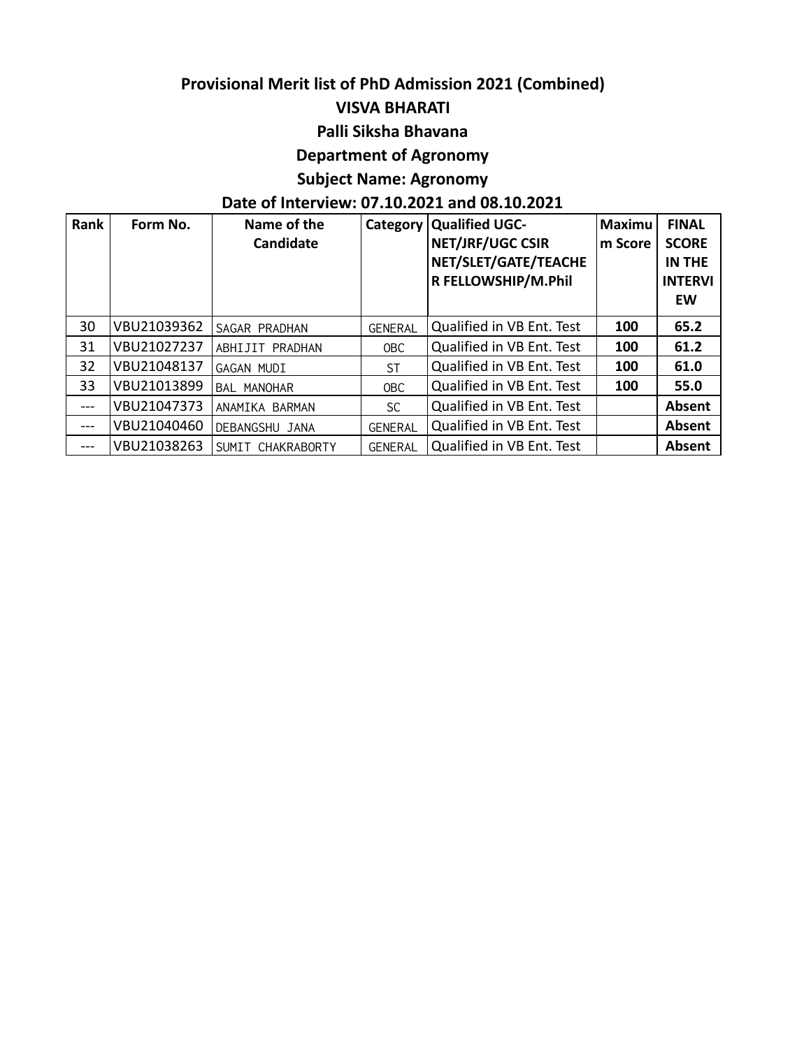**Provisional Merit list of PhD Admission 2021 (Combined)**

**VISVA BHARATI**

**Palli Siksha Bhavana**

**Department of Agronomy**

**Subject Name: Agronomy**

**Date of Interview: 07.10.2021 and 08.10.2021**

| Rank | Form No. | Name of the Candidate | Category | Qualified UGC-NET/JRF/UGC CSIR NET/SLET/GATE/TEACHER FELLOWSHIP/M.Phil | Maximum Score | FINAL SCORE IN THE INTERVIEW |
|---|---|---|---|---|---|---|
| 30 | VBU21039362 | SAGAR PRADHAN | GENERAL | Qualified in VB Ent. Test | **100** | **65.2** |
| 31 | VBU21027237 | ABHIJIT PRADHAN | OBC | Qualified in VB Ent. Test | **100** | **61.2** |
| 32 | VBU21048137 | GAGAN MUDI | ST | Qualified in VB Ent. Test | **100** | **61.0** |
| 33 | VBU21013899 | BAL MANOHAR | OBC | Qualified in VB Ent. Test | **100** | **55.0** |
| --- | VBU21047373 | ANAMIKA BARMAN | SC | Qualified in VB Ent. Test | | **Absent** |
| --- | VBU21040460 | DEBANGSHU JANA | GENERAL | Qualified in VB Ent. Test | | **Absent** |
| --- | VBU21038263 | SUMIT CHAKRABORTY | GENERAL | Qualified in VB Ent. Test | | **Absent** |